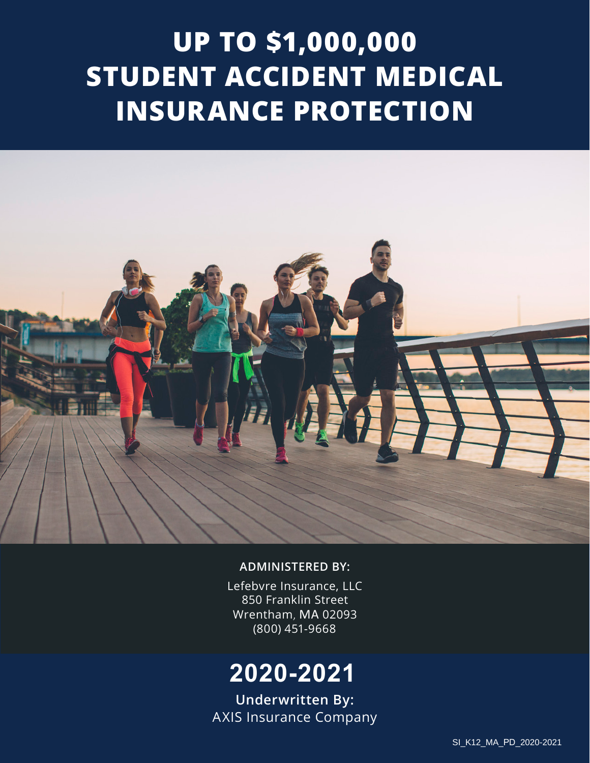# UP TO $1,000,000 STUDENT ACCIDENT MEDICAL INSURANCE PROTECTION

**ADMINISTERED BY:**

Lefebvre Insurance, LLC
850 Franklin Street
Wrentham, MA 02093
(800) 451-9668

## 2020-2021

**Underwritten By:**
AXIS Insurance Company

SI_K12_MA_PD_2020-2021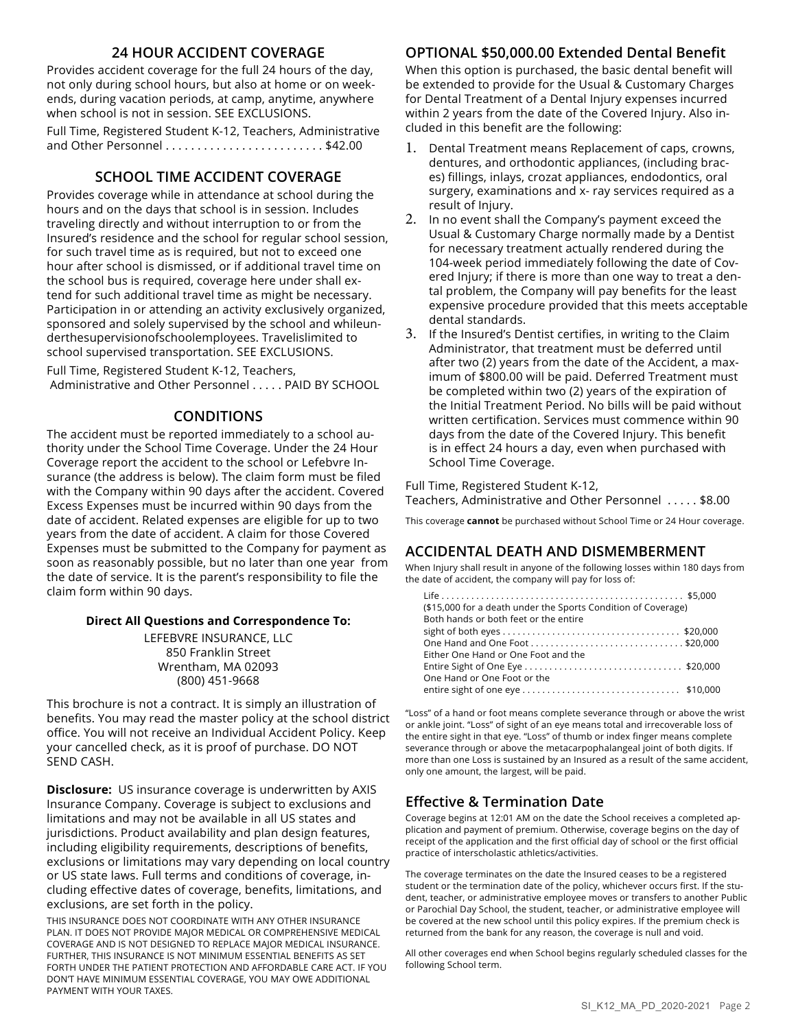## 24 HOUR ACCIDENT COVERAGE

Provides accident coverage for the full 24 hours of the day, not only during school hours, but also at home or on weekends, during vacation periods, at camp, anytime, anywhere when school is not in session. SEE EXCLUSIONS.

Full Time, Registered Student K-12, Teachers, Administrative and Other Personnel . . . . . . . . . . . . . . . . . . . . . . . . . $42.00

## SCHOOL TIME ACCIDENT COVERAGE

Provides coverage while in attendance at school during the hours and on the days that school is in session. Includes traveling directly and without interruption to or from the Insured's residence and the school for regular school session, for such travel time as is required, but not to exceed one hour after school is dismissed, or if additional travel time on the school bus is required, coverage here under shall extend for such additional travel time as might be necessary. Participation in or attending an activity exclusively organized, sponsored and solely supervised by the school and whileunderthesupervisionofschoolemployees. Travelislimited to school supervised transportation. SEE EXCLUSIONS.

Full Time, Registered Student K-12, Teachers, Administrative and Other Personnel . . . . . PAID BY SCHOOL

## CONDITIONS

The accident must be reported immediately to a school authority under the School Time Coverage. Under the 24 Hour Coverage report the accident to the school or Lefebvre Insurance (the address is below). The claim form must be filed with the Company within 90 days after the accident. Covered Excess Expenses must be incurred within 90 days from the date of accident. Related expenses are eligible for up to two years from the date of accident. A claim for those Covered Expenses must be submitted to the Company for payment as soon as reasonably possible, but no later than one year from the date of service. It is the parent's responsibility to file the claim form within 90 days.

**Direct All Questions and Correspondence To:**

LEFEBVRE INSURANCE, LLC
850 Franklin Street
Wrentham, MA 02093
(800) 451-9668

This brochure is not a contract. It is simply an illustration of benefits. You may read the master policy at the school district office. You will not receive an Individual Accident Policy. Keep your cancelled check, as it is proof of purchase. DO NOT SEND CASH.

**Disclosure:** US insurance coverage is underwritten by AXIS Insurance Company. Coverage is subject to exclusions and limitations and may not be available in all US states and jurisdictions. Product availability and plan design features, including eligibility requirements, descriptions of benefits, exclusions or limitations may vary depending on local country or US state laws. Full terms and conditions of coverage, including effective dates of coverage, benefits, limitations, and exclusions, are set forth in the policy.

THIS INSURANCE DOES NOT COORDINATE WITH ANY OTHER INSURANCE PLAN. IT DOES NOT PROVIDE MAJOR MEDICAL OR COMPREHENSIVE MEDICAL COVERAGE AND IS NOT DESIGNED TO REPLACE MAJOR MEDICAL INSURANCE. FURTHER, THIS INSURANCE IS NOT MINIMUM ESSENTIAL BENEFITS AS SET FORTH UNDER THE PATIENT PROTECTION AND AFFORDABLE CARE ACT. IF YOU DON'T HAVE MINIMUM ESSENTIAL COVERAGE, YOU MAY OWE ADDITIONAL PAYMENT WITH YOUR TAXES.

## OPTIONAL $50,000.00 Extended Dental Benefit

When this option is purchased, the basic dental benefit will be extended to provide for the Usual & Customary Charges for Dental Treatment of a Dental Injury expenses incurred within 2 years from the date of the Covered Injury. Also included in this benefit are the following:

1. Dental Treatment means Replacement of caps, crowns, dentures, and orthodontic appliances, (including braces) fillings, inlays, crozat appliances, endodontics, oral surgery, examinations and x- ray services required as a result of Injury.
2. In no event shall the Company's payment exceed the Usual & Customary Charge normally made by a Dentist for necessary treatment actually rendered during the 104-week period immediately following the date of Covered Injury; if there is more than one way to treat a dental problem, the Company will pay benefits for the least expensive procedure provided that this meets acceptable dental standards.
3. If the Insured's Dentist certifies, in writing to the Claim Administrator, that treatment must be deferred until after two (2) years from the date of the Accident, a maximum of $800.00 will be paid. Deferred Treatment must be completed within two (2) years of the expiration of the Initial Treatment Period. No bills will be paid without written certification. Services must commence within 90 days from the date of the Covered Injury. This benefit is in effect 24 hours a day, even when purchased with School Time Coverage.

Full Time, Registered Student K-12,
Teachers, Administrative and Other Personnel . . . . . $8.00

This coverage **cannot** be purchased without School Time or 24 Hour coverage.

## ACCIDENTAL DEATH AND DISMEMBERMENT

When Injury shall result in anyone of the following losses within 180 days from the date of accident, the company will pay for loss of:

Life . . . . . . . . . . . . . . . . . . . . . . . . . . . . . . . . . . . . . . . . . . . . . . . . . $5,000
($15,000 for a death under the Sports Condition of Coverage)
Both hands or both feet or the entire
sight of both eyes . . . . . . . . . . . . . . . . . . . . . . . . . . . . . . . . . . . . $20,000
One Hand and One Foot . . . . . . . . . . . . . . . . . . . . . . . . . . . . . . $20,000
Either One Hand or One Foot and the
Entire Sight of One Eye . . . . . . . . . . . . . . . . . . . . . . . . . . . . . . . $20,000
One Hand or One Foot or the
entire sight of one eye . . . . . . . . . . . . . . . . . . . . . . . . . . . . . . . $10,000

"Loss" of a hand or foot means complete severance through or above the wrist or ankle joint. "Loss" of sight of an eye means total and irrecoverable loss of the entire sight in that eye. "Loss" of thumb or index finger means complete severance through or above the metacarpophalangeal joint of both digits. If more than one Loss is sustained by an Insured as a result of the same accident, only one amount, the largest, will be paid.

## Effective & Termination Date

Coverage begins at 12:01 AM on the date the School receives a completed application and payment of premium. Otherwise, coverage begins on the day of receipt of the application and the first official day of school or the first official practice of interscholastic athletics/activities.

The coverage terminates on the date the Insured ceases to be a registered student or the termination date of the policy, whichever occurs first. If the student, teacher, or administrative employee moves or transfers to another Public or Parochial Day School, the student, teacher, or administrative employee will be covered at the new school until this policy expires. If the premium check is returned from the bank for any reason, the coverage is null and void.

All other coverages end when School begins regularly scheduled classes for the following School term.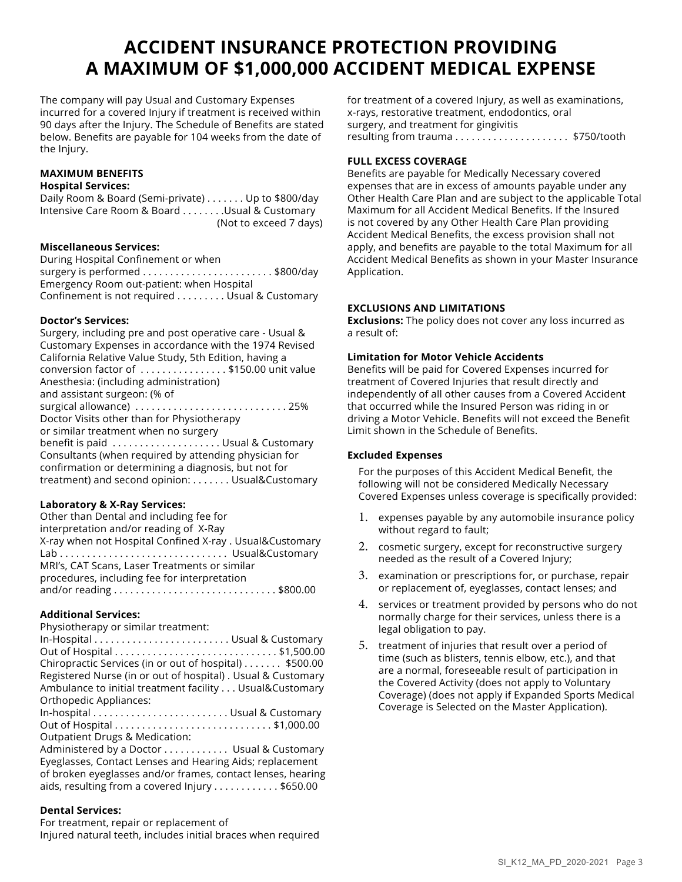# ACCIDENT INSURANCE PROTECTION PROVIDING A MAXIMUM OF $1,000,000 ACCIDENT MEDICAL EXPENSE

The company will pay Usual and Customary Expenses incurred for a covered Injury if treatment is received within 90 days after the Injury. The Schedule of Benefits are stated below. Benefits are payable for 104 weeks from the date of the Injury.

**MAXIMUM BENEFITS**

**Hospital Services:**

Daily Room & Board (Semi-private) . . . . . . . Up to $800/day
Intensive Care Room & Board . . . . . . . .Usual & Customary (Not to exceed 7 days)

**Miscellaneous Services:**

During Hospital Confinement or when surgery is performed . . . . . . . . . . . . . . . . . . . . . . . . $800/day
Emergency Room out-patient: when Hospital Confinement is not required . . . . . . . . . Usual & Customary

**Doctor's Services:**

Surgery, including pre and post operative care - Usual & Customary Expenses in accordance with the 1974 Revised California Relative Value Study, 5th Edition, having a conversion factor of . . . . . . . . . . . . . . . . $150.00 unit value
Anesthesia: (including administration) and assistant surgeon: (% of surgical allowance) . . . . . . . . . . . . . . . . . . . . . . . . . . . . 25%
Doctor Visits other than for Physiotherapy or similar treatment when no surgery benefit is paid . . . . . . . . . . . . . . . . . . . . Usual & Customary
Consultants (when required by attending physician for confirmation or determining a diagnosis, but not for treatment) and second opinion: . . . . . . . Usual&Customary

**Laboratory & X-Ray Services:**

Other than Dental and including fee for interpretation and/or reading of X-Ray
X-ray when not Hospital Confined X-ray . Usual&Customary
Lab . . . . . . . . . . . . . . . . . . . . . . . . . . . . . . Usual&Customary
MRI's, CAT Scans, Laser Treatments or similar procedures, including fee for interpretation and/or reading . . . . . . . . . . . . . . . . . . . . . . . . . . . . . . $800.00

**Additional Services:**

Physiotherapy or similar treatment:
In-Hospital . . . . . . . . . . . . . . . . . . . . . . . . . Usual & Customary
Out of Hospital . . . . . . . . . . . . . . . . . . . . . . . . . . . . . $1,500.00
Chiropractic Services (in or out of hospital) . . . . . . . $500.00
Registered Nurse (in or out of hospital) . Usual & Customary
Ambulance to initial treatment facility . . . Usual&Customary
Orthopedic Appliances:
In-hospital . . . . . . . . . . . . . . . . . . . . . . . . . Usual & Customary
Out of Hospital . . . . . . . . . . . . . . . . . . . . . . . . . . . . $1,000.00
Outpatient Drugs & Medication:
Administered by a Doctor . . . . . . . . . . . . Usual & Customary
Eyeglasses, Contact Lenses and Hearing Aids; replacement of broken eyeglasses and/or frames, contact lenses, hearing aids, resulting from a covered Injury . . . . . . . . . . . . $650.00

**Dental Services:**

For treatment, repair or replacement of Injured natural teeth, includes initial braces when required for treatment of a covered Injury, as well as examinations, x-rays, restorative treatment, endodontics, oral surgery, and treatment for gingivitis resulting from trauma . . . . . . . . . . . . . . . . . . . . . $750/tooth

**FULL EXCESS COVERAGE**

Benefits are payable for Medically Necessary covered expenses that are in excess of amounts payable under any Other Health Care Plan and are subject to the applicable Total Maximum for all Accident Medical Benefits. If the Insured is not covered by any Other Health Care Plan providing Accident Medical Benefits, the excess provision shall not apply, and benefits are payable to the total Maximum for all Accident Medical Benefits as shown in your Master Insurance Application.

**EXCLUSIONS AND LIMITATIONS**

**Exclusions:** The policy does not cover any loss incurred as a result of:

**Limitation for Motor Vehicle Accidents**

Benefits will be paid for Covered Expenses incurred for treatment of Covered Injuries that result directly and independently of all other causes from a Covered Accident that occurred while the Insured Person was riding in or driving a Motor Vehicle. Benefits will not exceed the Benefit Limit shown in the Schedule of Benefits.

**Excluded Expenses**

For the purposes of this Accident Medical Benefit, the following will not be considered Medically Necessary Covered Expenses unless coverage is specifically provided:

1. expenses payable by any automobile insurance policy without regard to fault;
2. cosmetic surgery, except for reconstructive surgery needed as the result of a Covered Injury;
3. examination or prescriptions for, or purchase, repair or replacement of, eyeglasses, contact lenses; and
4. services or treatment provided by persons who do not normally charge for their services, unless there is a legal obligation to pay.
5. treatment of injuries that result over a period of time (such as blisters, tennis elbow, etc.), and that are a normal, foreseeable result of participation in the Covered Activity (does not apply to Voluntary Coverage) (does not apply if Expanded Sports Medical Coverage is Selected on the Master Application).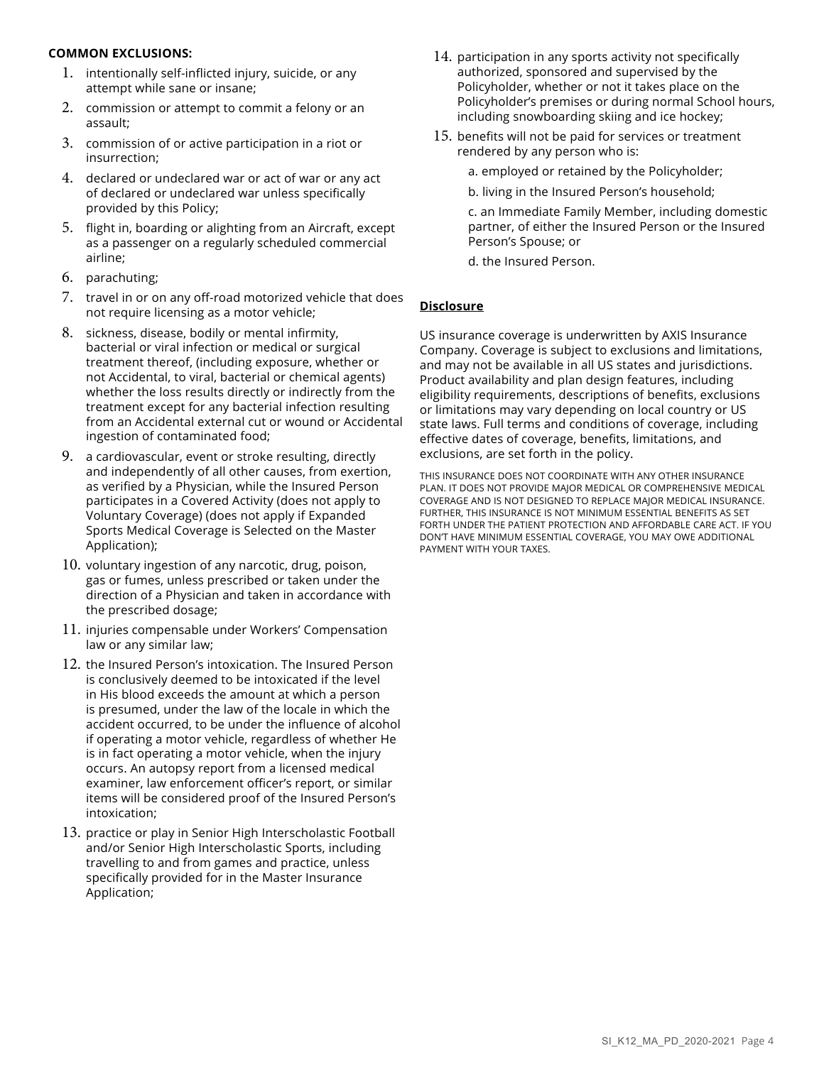**COMMON EXCLUSIONS:**

1. intentionally self-inflicted injury, suicide, or any attempt while sane or insane;
2. commission or attempt to commit a felony or an assault;
3. commission of or active participation in a riot or insurrection;
4. declared or undeclared war or act of war or any act of declared or undeclared war unless specifically provided by this Policy;
5. flight in, boarding or alighting from an Aircraft, except as a passenger on a regularly scheduled commercial airline;
6. parachuting;
7. travel in or on any off-road motorized vehicle that does not require licensing as a motor vehicle;
8. sickness, disease, bodily or mental infirmity, bacterial or viral infection or medical or surgical treatment thereof, (including exposure, whether or not Accidental, to viral, bacterial or chemical agents) whether the loss results directly or indirectly from the treatment except for any bacterial infection resulting from an Accidental external cut or wound or Accidental ingestion of contaminated food;
9. a cardiovascular, event or stroke resulting, directly and independently of all other causes, from exertion, as verified by a Physician, while the Insured Person participates in a Covered Activity (does not apply to Voluntary Coverage) (does not apply if Expanded Sports Medical Coverage is Selected on the Master Application);
10. voluntary ingestion of any narcotic, drug, poison, gas or fumes, unless prescribed or taken under the direction of a Physician and taken in accordance with the prescribed dosage;
11. injuries compensable under Workers' Compensation law or any similar law;
12. the Insured Person's intoxication. The Insured Person is conclusively deemed to be intoxicated if the level in His blood exceeds the amount at which a person is presumed, under the law of the locale in which the accident occurred, to be under the influence of alcohol if operating a motor vehicle, regardless of whether He is in fact operating a motor vehicle, when the injury occurs. An autopsy report from a licensed medical examiner, law enforcement officer's report, or similar items will be considered proof of the Insured Person's intoxication;
13. practice or play in Senior High Interscholastic Football and/or Senior High Interscholastic Sports, including travelling to and from games and practice, unless specifically provided for in the Master Insurance Application;
14. participation in any sports activity not specifically authorized, sponsored and supervised by the Policyholder, whether or not it takes place on the Policyholder's premises or during normal School hours, including snowboarding skiing and ice hockey;
15. benefits will not be paid for services or treatment rendered by any person who is:

    a. employed or retained by the Policyholder;

    b. living in the Insured Person's household;

    c. an Immediate Family Member, including domestic partner, of either the Insured Person or the Insured Person's Spouse; or

    d. the Insured Person.

**Disclosure**

US insurance coverage is underwritten by AXIS Insurance Company. Coverage is subject to exclusions and limitations, and may not be available in all US states and jurisdictions. Product availability and plan design features, including eligibility requirements, descriptions of benefits, exclusions or limitations may vary depending on local country or US state laws. Full terms and conditions of coverage, including effective dates of coverage, benefits, limitations, and exclusions, are set forth in the policy.

THIS INSURANCE DOES NOT COORDINATE WITH ANY OTHER INSURANCE PLAN. IT DOES NOT PROVIDE MAJOR MEDICAL OR COMPREHENSIVE MEDICAL COVERAGE AND IS NOT DESIGNED TO REPLACE MAJOR MEDICAL INSURANCE. FURTHER, THIS INSURANCE IS NOT MINIMUM ESSENTIAL BENEFITS AS SET FORTH UNDER THE PATIENT PROTECTION AND AFFORDABLE CARE ACT. IF YOU DON'T HAVE MINIMUM ESSENTIAL COVERAGE, YOU MAY OWE ADDITIONAL PAYMENT WITH YOUR TAXES.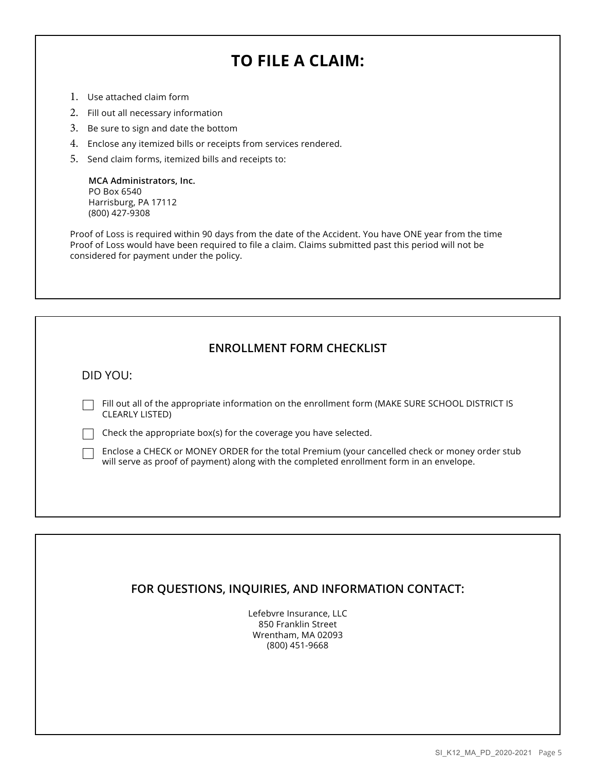# TO FILE A CLAIM:

1. Use attached claim form
2. Fill out all necessary information
3. Be sure to sign and date the bottom
4. Enclose any itemized bills or receipts from services rendered.
5. Send claim forms, itemized bills and receipts to:

   **MCA Administrators, Inc.**
   PO Box 6540
   Harrisburg, PA 17112
   (800) 427-9308

Proof of Loss is required within 90 days from the date of the Accident. You have ONE year from the time Proof of Loss would have been required to file a claim. Claims submitted past this period will not be considered for payment under the policy.

## ENROLLMENT FORM CHECKLIST

DID YOU:

- ☐ Fill out all of the appropriate information on the enrollment form (MAKE SURE SCHOOL DISTRICT IS CLEARLY LISTED)
- ☐ Check the appropriate box(s) for the coverage you have selected.
- ☐ Enclose a CHECK or MONEY ORDER for the total Premium (your cancelled check or money order stub will serve as proof of payment) along with the completed enrollment form in an envelope.

## FOR QUESTIONS, INQUIRIES, AND INFORMATION CONTACT:

Lefebvre Insurance, LLC
850 Franklin Street
Wrentham, MA 02093
(800) 451-9668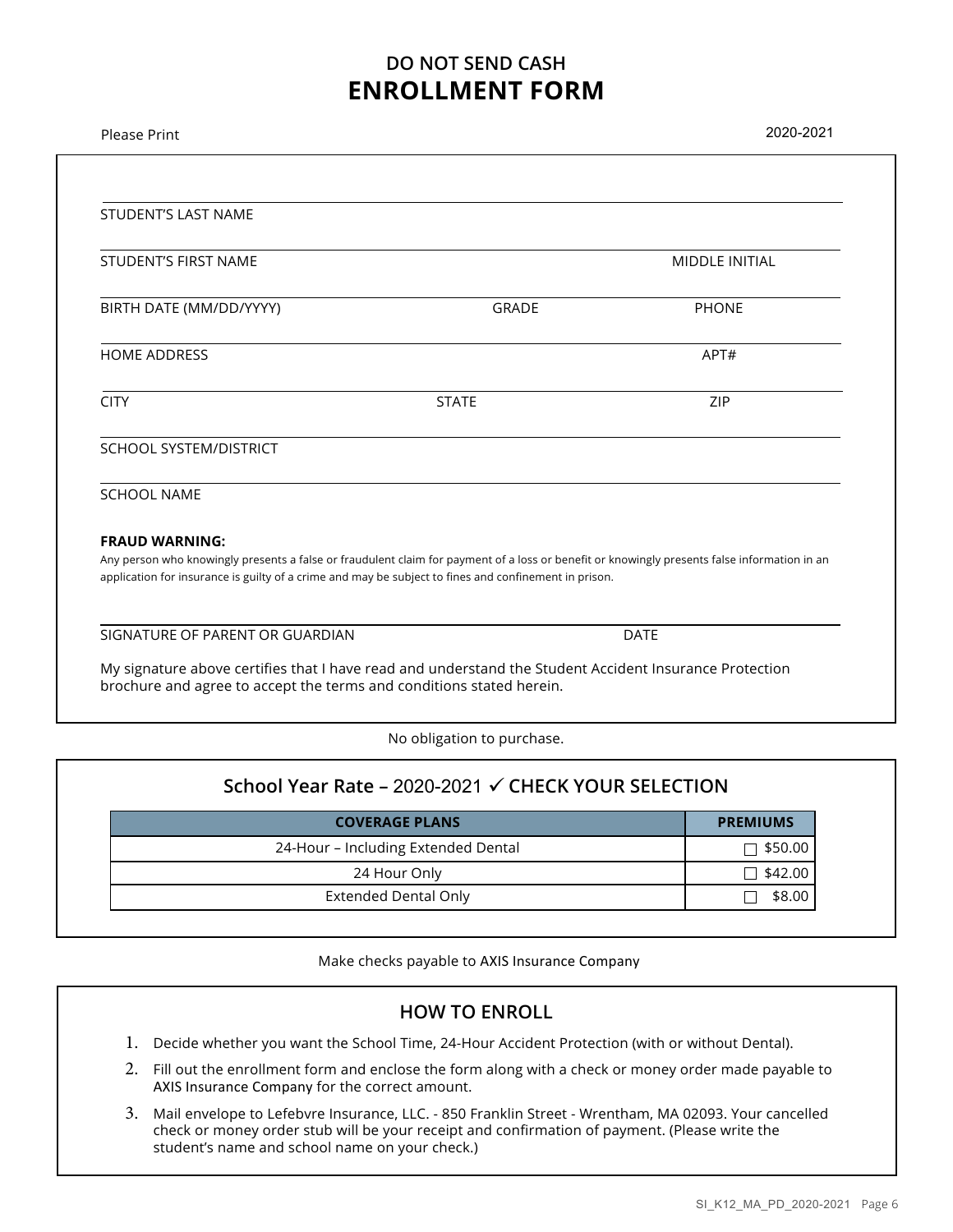DO NOT SEND CASH

# ENROLLMENT FORM

Please Print

2020-2021

STUDENT'S LAST NAME

STUDENT'S FIRST NAME MIDDLE INITIAL

BIRTH DATE (MM/DD/YYYY) GRADE PHONE

HOME ADDRESS APT#

CITY STATE ZIP

SCHOOL SYSTEM/DISTRICT

SCHOOL NAME

**FRAUD WARNING:**

Any person who knowingly presents a false or fraudulent claim for payment of a loss or benefit or knowingly presents false information in an application for insurance is guilty of a crime and may be subject to fines and confinement in prison.

SIGNATURE OF PARENT OR GUARDIAN DATE

My signature above certifies that I have read and understand the Student Accident Insurance Protection brochure and agree to accept the terms and conditions stated herein.

No obligation to purchase.

## School Year Rate – 2020-2021 ✓ CHECK YOUR SELECTION

| COVERAGE PLANS | PREMIUMS |
|---|---|
| 24-Hour – Including Extended Dental | ☐ $50.00 |
| 24 Hour Only | ☐ $42.00 |
| Extended Dental Only | ☐ $8.00 |

Make checks payable to AXIS Insurance Company

## HOW TO ENROLL

1. Decide whether you want the School Time, 24-Hour Accident Protection (with or without Dental).
2. Fill out the enrollment form and enclose the form along with a check or money order made payable to AXIS Insurance Company for the correct amount.
3. Mail envelope to Lefebvre Insurance, LLC. - 850 Franklin Street - Wrentham, MA 02093. Your cancelled check or money order stub will be your receipt and confirmation of payment. (Please write the student's name and school name on your check.)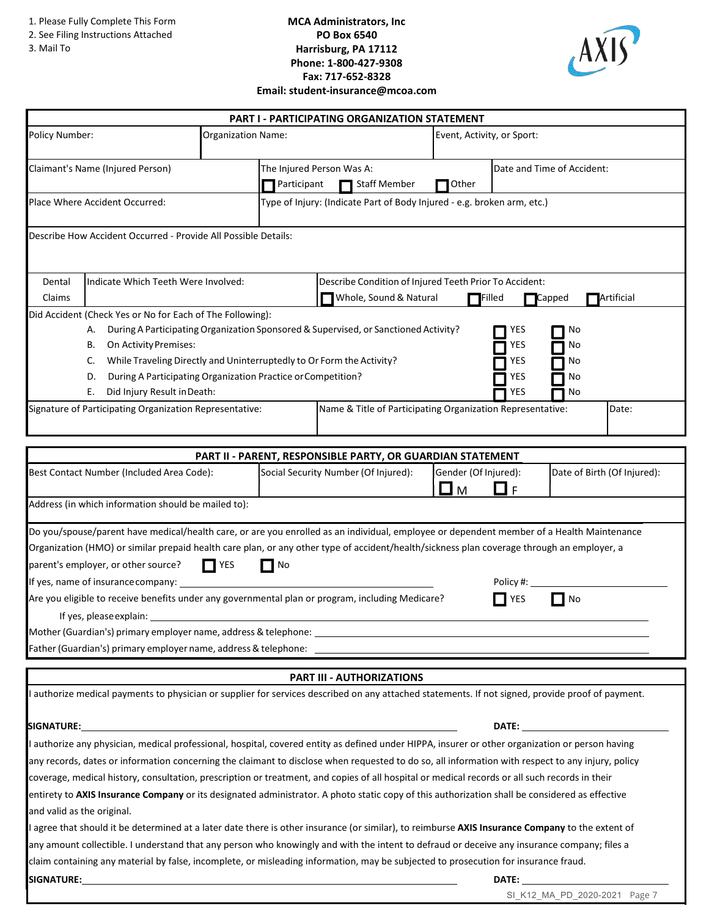1. Please Fully Complete This Form
2. See Filing Instructions Attached
3. Mail To

**MCA Administrators, Inc**
**PO Box 6540**
**Harrisburg, PA 17112**
**Phone: 1-800-427-9308**
**Fax: 717-652-8328**
**Email: student-insurance@mcoa.com**

## PART I - PARTICIPATING ORGANIZATION STATEMENT

| Policy Number: | Organization Name: | Event, Activity, or Sport: |
|---|---|---|
| Claimant's Name (Injured Person) | The Injured Person Was A: ☐ Participant ☐ Staff Member ☐ Other | Date and Time of Accident: |
| Place Where Accident Occurred: | Type of Injury: (Indicate Part of Body Injured - e.g. broken arm, etc.) | |

Describe How Accident Occurred - Provide All Possible Details:

| Dental Claims | Indicate Which Teeth Were Involved: | Describe Condition of Injured Teeth Prior To Accident: ☐ Whole, Sound & Natural ☐ Filled ☐ Capped ☐ Artificial |
|---|---|---|

Did Accident (Check Yes or No for Each of The Following):

| | | | |
|---|---|---|---|
| A. | During A Participating Organization Sponsored & Supervised, or Sanctioned Activity? | ☐ YES | ☐ No |
| B. | On Activity Premises: | ☐ YES | ☐ No |
| C. | While Traveling Directly and Uninterruptedly to Or Form the Activity? | ☐ YES | ☐ No |
| D. | During A Participating Organization Practice or Competition? | ☐ YES | ☐ No |
| E. | Did Injury Result in Death: | ☐ YES | ☐ No |

| Signature of Participating Organization Representative: | Name & Title of Participating Organization Representative: | Date: |
|---|---|---|

## PART II - PARENT, RESPONSIBLE PARTY, OR GUARDIAN STATEMENT

| Best Contact Number (Included Area Code): | Social Security Number (Of Injured): | Gender (Of Injured): ☐ M ☐ F | Date of Birth (Of Injured): |
|---|---|---|---|

Address (in which information should be mailed to):

Do you/spouse/parent have medical/health care, or are you enrolled as an individual, employee or dependent member of a Health Maintenance Organization (HMO) or similar prepaid health care plan, or any other type of accident/health/sickness plan coverage through an employer, a parent's employer, or other source? ☐ YES ☐ No

If yes, name of insurance company: ______________________ Policy #: ______________

Are you eligible to receive benefits under any governmental plan or program, including Medicare? ☐ YES ☐ No

If yes, please explain: ______________________

Mother (Guardian's) primary employer name, address & telephone: ______________________

Father (Guardian's) primary employer name, address & telephone: ______________________

## PART III - AUTHORIZATIONS

I authorize medical payments to physician or supplier for services described on any attached statements. If not signed, provide proof of payment.

**SIGNATURE:** ______________________ **DATE:** ______________

I authorize any physician, medical professional, hospital, covered entity as defined under HIPPA, insurer or other organization or person having any records, dates or information concerning the claimant to disclose when requested to do so, all information with respect to any injury, policy coverage, medical history, consultation, prescription or treatment, and copies of all hospital or medical records or all such records in their entirety to **AXIS Insurance Company** or its designated administrator. A photo static copy of this authorization shall be considered as effective and valid as the original.

I agree that should it be determined at a later date there is other insurance (or similar), to reimburse **AXIS Insurance Company** to the extent of any amount collectible. I understand that any person who knowingly and with the intent to defraud or deceive any insurance company; files a claim containing any material by false, incomplete, or misleading information, may be subjected to prosecution for insurance fraud.

**SIGNATURE:** ______________________ **DATE:** ______________

SI_K12_MA_PD_2020-2021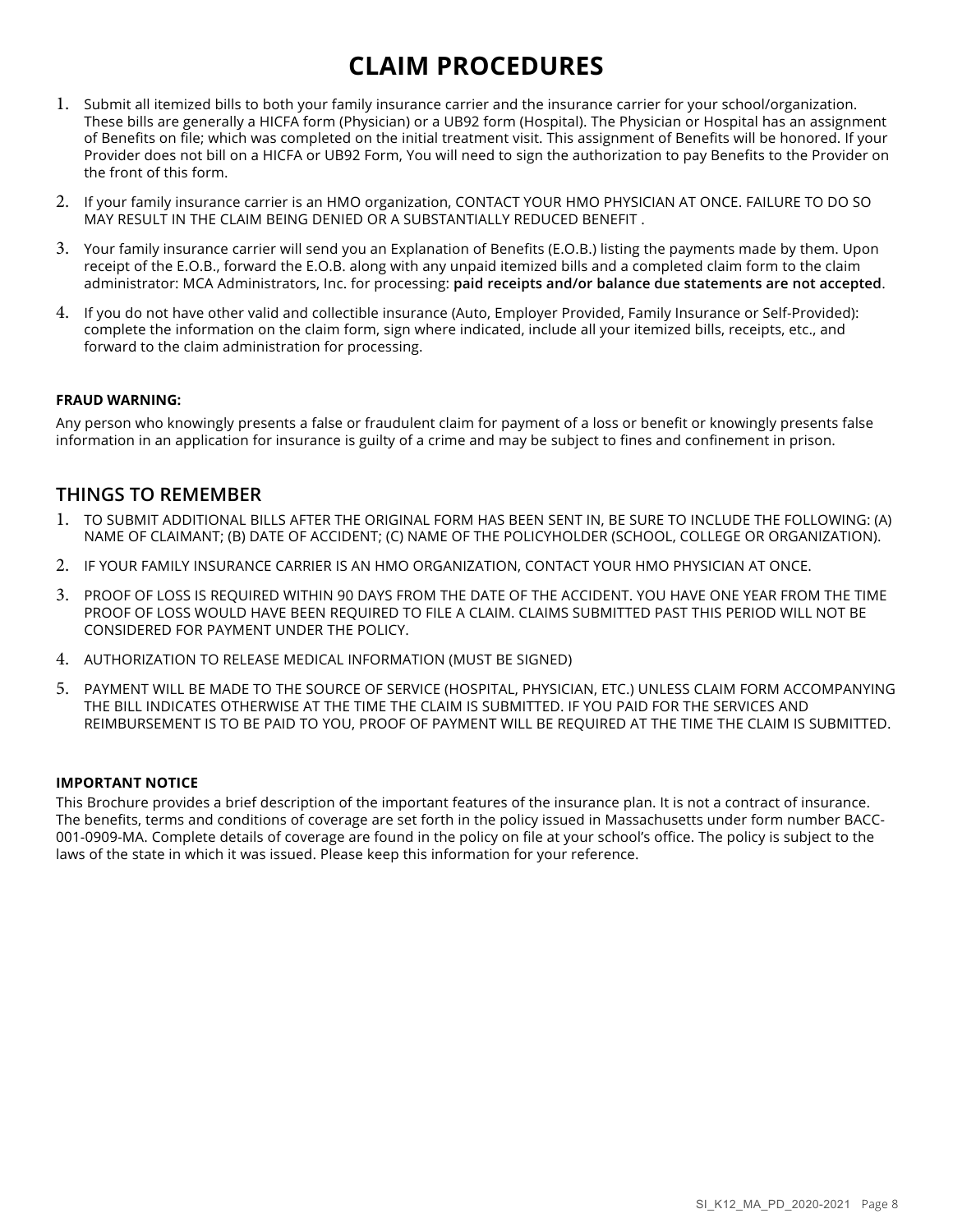# CLAIM PROCEDURES

1. Submit all itemized bills to both your family insurance carrier and the insurance carrier for your school/organization. These bills are generally a HICFA form (Physician) or a UB92 form (Hospital). The Physician or Hospital has an assignment of Benefits on file; which was completed on the initial treatment visit. This assignment of Benefits will be honored. If your Provider does not bill on a HICFA or UB92 Form, You will need to sign the authorization to pay Benefits to the Provider on the front of this form.
2. If your family insurance carrier is an HMO organization, CONTACT YOUR HMO PHYSICIAN AT ONCE. FAILURE TO DO SO MAY RESULT IN THE CLAIM BEING DENIED OR A SUBSTANTIALLY REDUCED BENEFIT .
3. Your family insurance carrier will send you an Explanation of Benefits (E.O.B.) listing the payments made by them. Upon receipt of the E.O.B., forward the E.O.B. along with any unpaid itemized bills and a completed claim form to the claim administrator: MCA Administrators, Inc. for processing: **paid receipts and/or balance due statements are not accepted**.
4. If you do not have other valid and collectible insurance (Auto, Employer Provided, Family Insurance or Self-Provided): complete the information on the claim form, sign where indicated, include all your itemized bills, receipts, etc., and forward to the claim administration for processing.

**FRAUD WARNING:**

Any person who knowingly presents a false or fraudulent claim for payment of a loss or benefit or knowingly presents false information in an application for insurance is guilty of a crime and may be subject to fines and confinement in prison.

## THINGS TO REMEMBER

1. TO SUBMIT ADDITIONAL BILLS AFTER THE ORIGINAL FORM HAS BEEN SENT IN, BE SURE TO INCLUDE THE FOLLOWING: (A) NAME OF CLAIMANT; (B) DATE OF ACCIDENT; (C) NAME OF THE POLICYHOLDER (SCHOOL, COLLEGE OR ORGANIZATION).
2. IF YOUR FAMILY INSURANCE CARRIER IS AN HMO ORGANIZATION, CONTACT YOUR HMO PHYSICIAN AT ONCE.
3. PROOF OF LOSS IS REQUIRED WITHIN 90 DAYS FROM THE DATE OF THE ACCIDENT. YOU HAVE ONE YEAR FROM THE TIME PROOF OF LOSS WOULD HAVE BEEN REQUIRED TO FILE A CLAIM. CLAIMS SUBMITTED PAST THIS PERIOD WILL NOT BE CONSIDERED FOR PAYMENT UNDER THE POLICY.
4. AUTHORIZATION TO RELEASE MEDICAL INFORMATION (MUST BE SIGNED)
5. PAYMENT WILL BE MADE TO THE SOURCE OF SERVICE (HOSPITAL, PHYSICIAN, ETC.) UNLESS CLAIM FORM ACCOMPANYING THE BILL INDICATES OTHERWISE AT THE TIME THE CLAIM IS SUBMITTED. IF YOU PAID FOR THE SERVICES AND REIMBURSEMENT IS TO BE PAID TO YOU, PROOF OF PAYMENT WILL BE REQUIRED AT THE TIME THE CLAIM IS SUBMITTED.

**IMPORTANT NOTICE**

This Brochure provides a brief description of the important features of the insurance plan. It is not a contract of insurance. The benefits, terms and conditions of coverage are set forth in the policy issued in Massachusetts under form number BACC-001-0909-MA. Complete details of coverage are found in the policy on file at your school's office. The policy is subject to the laws of the state in which it was issued. Please keep this information for your reference.